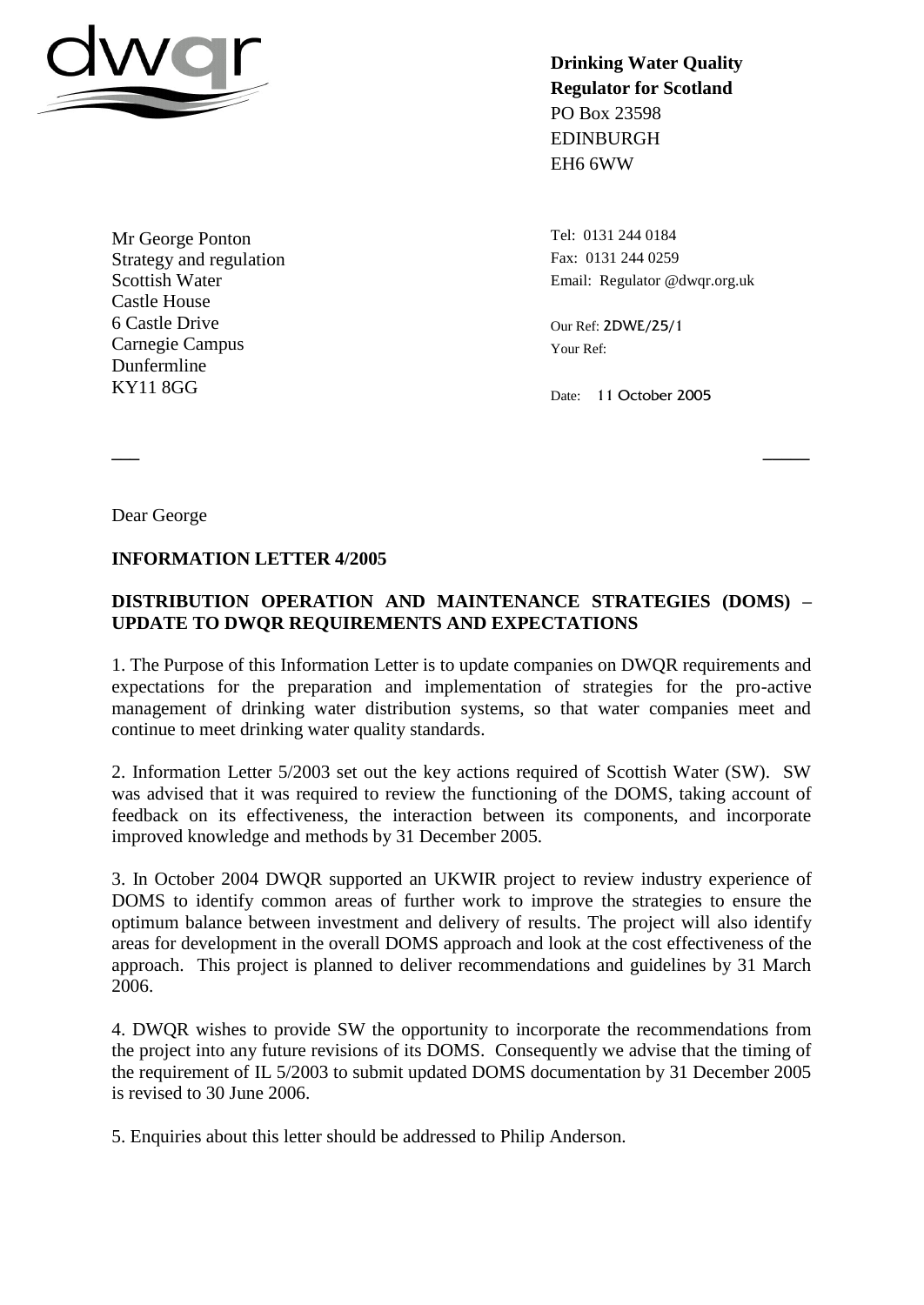dwqr

**Drinking Water Quality Regulator for Scotland**
PO Box 23598
EDINBURGH
EH6 6WW

Mr George Ponton
Strategy and regulation
Scottish Water
Castle House
6 Castle Drive
Carnegie Campus
Dunfermline
KY11 8GG

Tel: 0131 244 0184
Fax: 0131 244 0259
Email: Regulator @dwqr.org.uk

Our Ref: 2DWE/25/1
Your Ref:

Date: 11 October 2005

Dear George

**INFORMATION LETTER 4/2005**

**DISTRIBUTION OPERATION AND MAINTENANCE STRATEGIES (DOMS) – UPDATE TO DWQR REQUIREMENTS AND EXPECTATIONS**

1. The Purpose of this Information Letter is to update companies on DWQR requirements and expectations for the preparation and implementation of strategies for the pro-active management of drinking water distribution systems, so that water companies meet and continue to meet drinking water quality standards.

2. Information Letter 5/2003 set out the key actions required of Scottish Water (SW). SW was advised that it was required to review the functioning of the DOMS, taking account of feedback on its effectiveness, the interaction between its components, and incorporate improved knowledge and methods by 31 December 2005.

3. In October 2004 DWQR supported an UKWIR project to review industry experience of DOMS to identify common areas of further work to improve the strategies to ensure the optimum balance between investment and delivery of results. The project will also identify areas for development in the overall DOMS approach and look at the cost effectiveness of the approach. This project is planned to deliver recommendations and guidelines by 31 March 2006.

4. DWQR wishes to provide SW the opportunity to incorporate the recommendations from the project into any future revisions of its DOMS. Consequently we advise that the timing of the requirement of IL 5/2003 to submit updated DOMS documentation by 31 December 2005 is revised to 30 June 2006.

5. Enquiries about this letter should be addressed to Philip Anderson.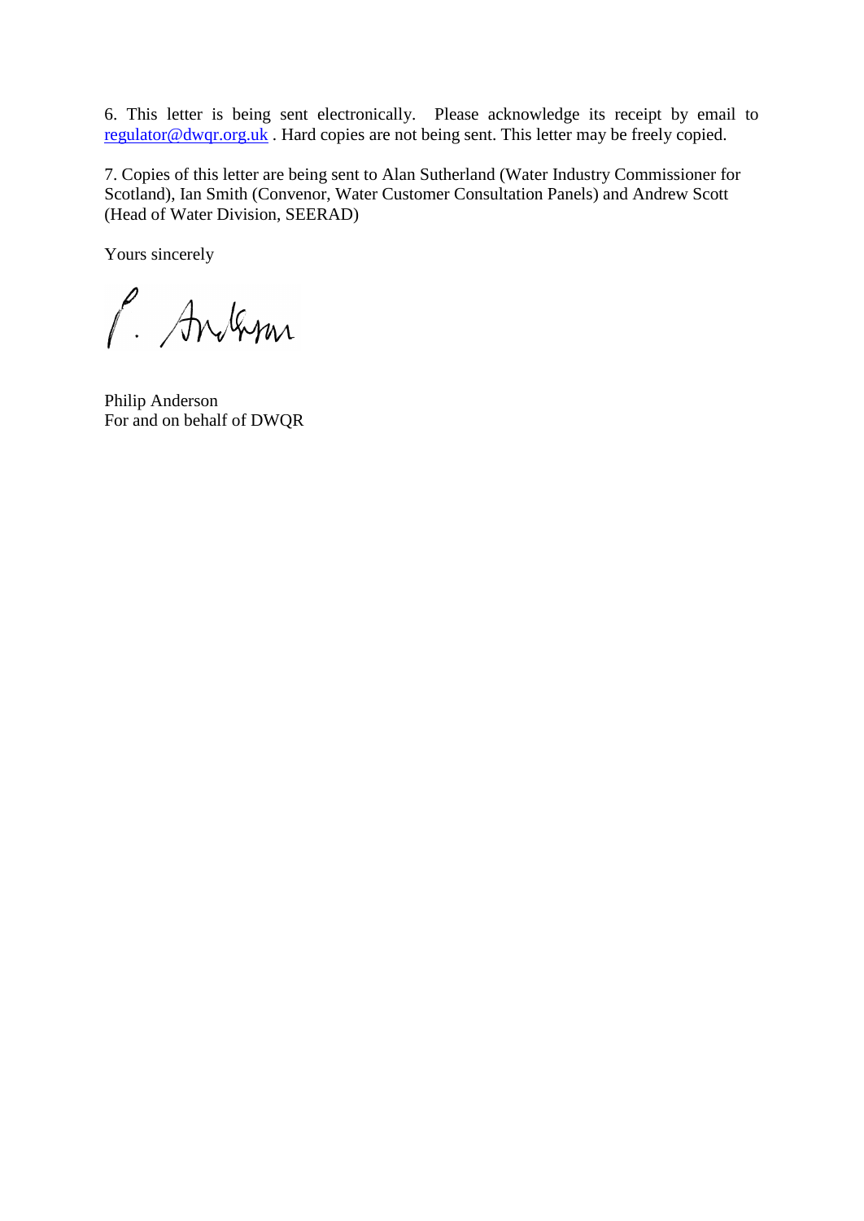6. This letter is being sent electronically. Please acknowledge its receipt by email to regulator@dwqr.org.uk . Hard copies are not being sent. This letter may be freely copied.

7. Copies of this letter are being sent to Alan Sutherland (Water Industry Commissioner for Scotland), Ian Smith (Convenor, Water Customer Consultation Panels) and Andrew Scott (Head of Water Division, SEERAD)

Yours sincerely

Philip Anderson  
For and on behalf of DWQR